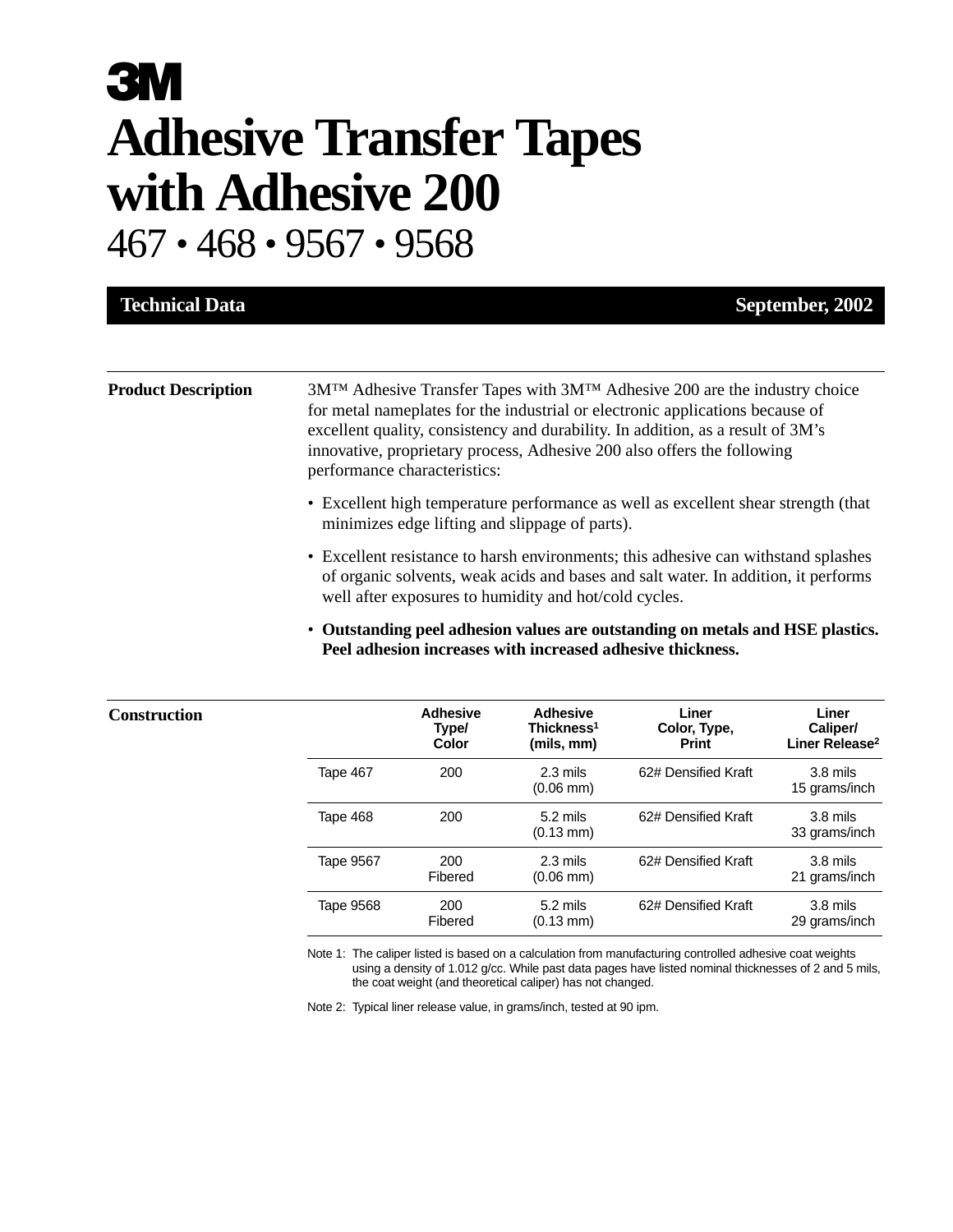# 3M

# Adhesive Transfer Tapes with Adhesive 200

## 467 • 468 • 9567 • 9568

**Technical Data** — **September, 2002**

---

**Product Description**

3M™ Adhesive Transfer Tapes with 3M™ Adhesive 200 are the industry choice for metal nameplates for the industrial or electronic applications because of excellent quality, consistency and durability. In addition, as a result of 3M's innovative, proprietary process, Adhesive 200 also offers the following performance characteristics:

- Excellent high temperature performance as well as excellent shear strength (that minimizes edge lifting and slippage of parts).
- Excellent resistance to harsh environments; this adhesive can withstand splashes of organic solvents, weak acids and bases and salt water. In addition, it performs well after exposures to humidity and hot/cold cycles.
- **Outstanding peel adhesion values are outstanding on metals and HSE plastics. Peel adhesion increases with increased adhesive thickness.**

---

**Construction**

| | Adhesive Type/ Color | Adhesive Thickness[1] (mils, mm) | Liner Color, Type, Print | Liner Caliper/ Liner Release[2] |
|---|---|---|---|---|
| Tape 467 | 200 | 2.3 mils (0.06 mm) | 62# Densified Kraft | 3.8 mils 15 grams/inch |
| Tape 468 | 200 | 5.2 mils (0.13 mm) | 62# Densified Kraft | 3.8 mils 33 grams/inch |
| Tape 9567 | 200 Fibered | 2.3 mils (0.06 mm) | 62# Densified Kraft | 3.8 mils 21 grams/inch |
| Tape 9568 | 200 Fibered | 5.2 mils (0.13 mm) | 62# Densified Kraft | 3.8 mils 29 grams/inch |

Note 1: The caliper listed is based on a calculation from manufacturing controlled adhesive coat weights using a density of 1.012 g/cc. While past data pages have listed nominal thicknesses of 2 and 5 mils, the coat weight (and theoretical caliper) has not changed.

Note 2: Typical liner release value, in grams/inch, tested at 90 ipm.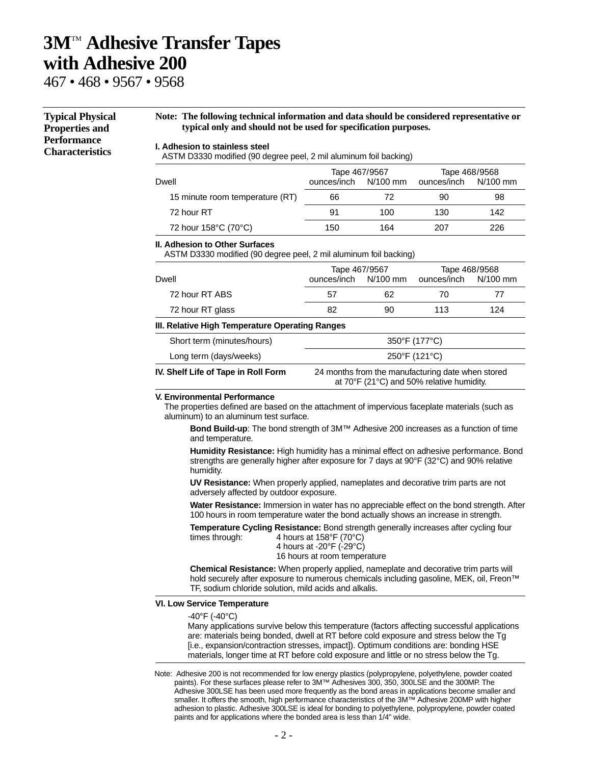# 3M™ Adhesive Transfer Tapes with Adhesive 200

467 • 468 • 9567 • 9568

## Typical Physical Properties and Performance Characteristics

**Note: The following technical information and data should be considered representative or typical only and should not be used for specification purposes.**

### I. Adhesion to stainless steel

ASTM D3330 modified (90 degree peel, 2 mil aluminum foil backing)

| | Tape 467/9567 | | Tape 468/9568 | |
|---|---|---|---|---|
| Dwell | ounces/inch | N/100 mm | ounces/inch | N/100 mm |
| 15 minute room temperature (RT) | 66 | 72 | 90 | 98 |
| 72 hour RT | 91 | 100 | 130 | 142 |
| 72 hour 158°C (70°C) | 150 | 164 | 207 | 226 |

### II. Adhesion to Other Surfaces

ASTM D3330 modified (90 degree peel, 2 mil aluminum foil backing)

| | Tape 467/9567 | | Tape 468/9568 | |
|---|---|---|---|---|
| Dwell | ounces/inch | N/100 mm | ounces/inch | N/100 mm |
| 72 hour RT ABS | 57 | 62 | 70 | 77 |
| 72 hour RT glass | 82 | 90 | 113 | 124 |

### III. Relative High Temperature Operating Ranges

| | |
|---|---|
| Short term (minutes/hours) | 350°F (177°C) |
| Long term (days/weeks) | 250°F (121°C) |

### IV. Shelf Life of Tape in Roll Form

24 months from the manufacturing date when stored at 70°F (21°C) and 50% relative humidity.

### V. Environmental Performance

The properties defined are based on the attachment of impervious faceplate materials (such as aluminum) to an aluminum test surface.

**Bond Build-up**: The bond strength of 3M™ Adhesive 200 increases as a function of time and temperature.

**Humidity Resistance:** High humidity has a minimal effect on adhesive performance. Bond strengths are generally higher after exposure for 7 days at 90°F (32°C) and 90% relative humidity.

**UV Resistance:** When properly applied, nameplates and decorative trim parts are not adversely affected by outdoor exposure.

**Water Resistance:** Immersion in water has no appreciable effect on the bond strength. After 100 hours in room temperature water the bond actually shows an increase in strength.

**Temperature Cycling Resistance:** Bond strength generally increases after cycling four times through:
- 4 hours at 158°F (70°C)
- 4 hours at -20°F (-29°C)
- 16 hours at room temperature

**Chemical Resistance:** When properly applied, nameplate and decorative trim parts will hold securely after exposure to numerous chemicals including gasoline, MEK, oil, Freon™ TF, sodium chloride solution, mild acids and alkalis.

### VI. Low Service Temperature

-40°F (-40°C)

Many applications survive below this temperature (factors affecting successful applications are: materials being bonded, dwell at RT before cold exposure and stress below the Tg [i.e., expansion/contraction stresses, impact]). Optimum conditions are: bonding HSE materials, longer time at RT before cold exposure and little or no stress below the Tg.

Note: Adhesive 200 is not recommended for low energy plastics (polypropylene, polyethylene, powder coated paints). For these surfaces please refer to 3M™ Adhesives 300, 350, 300LSE and the 300MP. The Adhesive 300LSE has been used more frequently as the bond areas in applications become smaller and smaller. It offers the smooth, high performance characteristics of the 3M™ Adhesive 200MP with higher adhesion to plastic. Adhesive 300LSE is ideal for bonding to polyethylene, polypropylene, powder coated paints and for applications where the bonded area is less than 1/4" wide.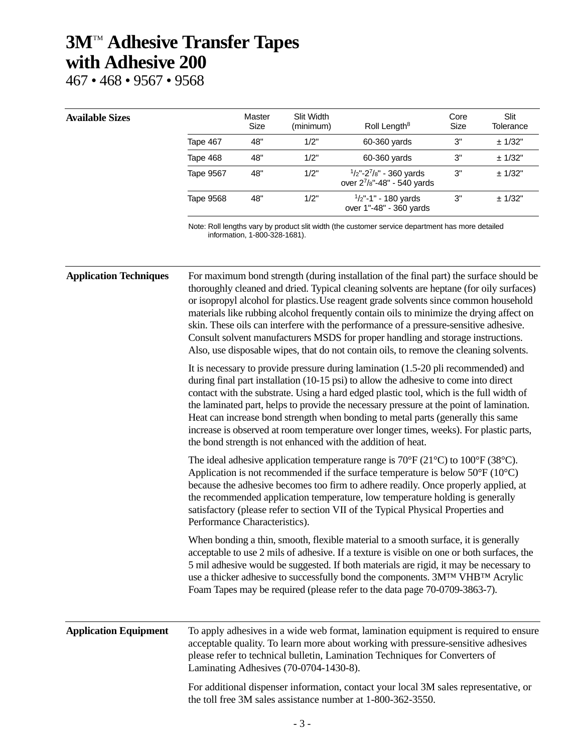# 3M™ Adhesive Transfer Tapes with Adhesive 200

467 • 468 • 9567 • 9568

## Available Sizes

| | Master Size | Slit Width (minimum) | Roll Length[8] | Core Size | Slit Tolerance |
|---|---|---|---|---|---|
| Tape 467 | 48" | 1/2" | 60-360 yards | 3" | ± 1/32" |
| Tape 468 | 48" | 1/2" | 60-360 yards | 3" | ± 1/32" |
| Tape 9567 | 48" | 1/2" | 1/2"-2 7/8" - 360 yards over 2 7/8"-48" - 540 yards | 3" | ± 1/32" |
| Tape 9568 | 48" | 1/2" | 1/2"-1" - 180 yards over 1"-48" - 360 yards | 3" | ± 1/32" |

Note: Roll lengths vary by product slit width (the customer service department has more detailed information, 1-800-328-1681).

## Application Techniques

For maximum bond strength (during installation of the final part) the surface should be thoroughly cleaned and dried. Typical cleaning solvents are heptane (for oily surfaces) or isopropyl alcohol for plastics. Use reagent grade solvents since common household materials like rubbing alcohol frequently contain oils to minimize the drying affect on skin. These oils can interfere with the performance of a pressure-sensitive adhesive. Consult solvent manufacturers MSDS for proper handling and storage instructions. Also, use disposable wipes, that do not contain oils, to remove the cleaning solvents.

It is necessary to provide pressure during lamination (1.5-20 pli recommended) and during final part installation (10-15 psi) to allow the adhesive to come into direct contact with the substrate. Using a hard edged plastic tool, which is the full width of the laminated part, helps to provide the necessary pressure at the point of lamination. Heat can increase bond strength when bonding to metal parts (generally this same increase is observed at room temperature over longer times, weeks). For plastic parts, the bond strength is not enhanced with the addition of heat.

The ideal adhesive application temperature range is 70°F (21°C) to 100°F (38°C). Application is not recommended if the surface temperature is below 50°F (10°C) because the adhesive becomes too firm to adhere readily. Once properly applied, at the recommended application temperature, low temperature holding is generally satisfactory (please refer to section VII of the Typical Physical Properties and Performance Characteristics).

When bonding a thin, smooth, flexible material to a smooth surface, it is generally acceptable to use 2 mils of adhesive. If a texture is visible on one or both surfaces, the 5 mil adhesive would be suggested. If both materials are rigid, it may be necessary to use a thicker adhesive to successfully bond the components. 3M™ VHB™ Acrylic Foam Tapes may be required (please refer to the data page 70-0709-3863-7).

## Application Equipment

To apply adhesives in a wide web format, lamination equipment is required to ensure acceptable quality. To learn more about working with pressure-sensitive adhesives please refer to technical bulletin, Lamination Techniques for Converters of Laminating Adhesives (70-0704-1430-8).

For additional dispenser information, contact your local 3M sales representative, or the toll free 3M sales assistance number at 1-800-362-3550.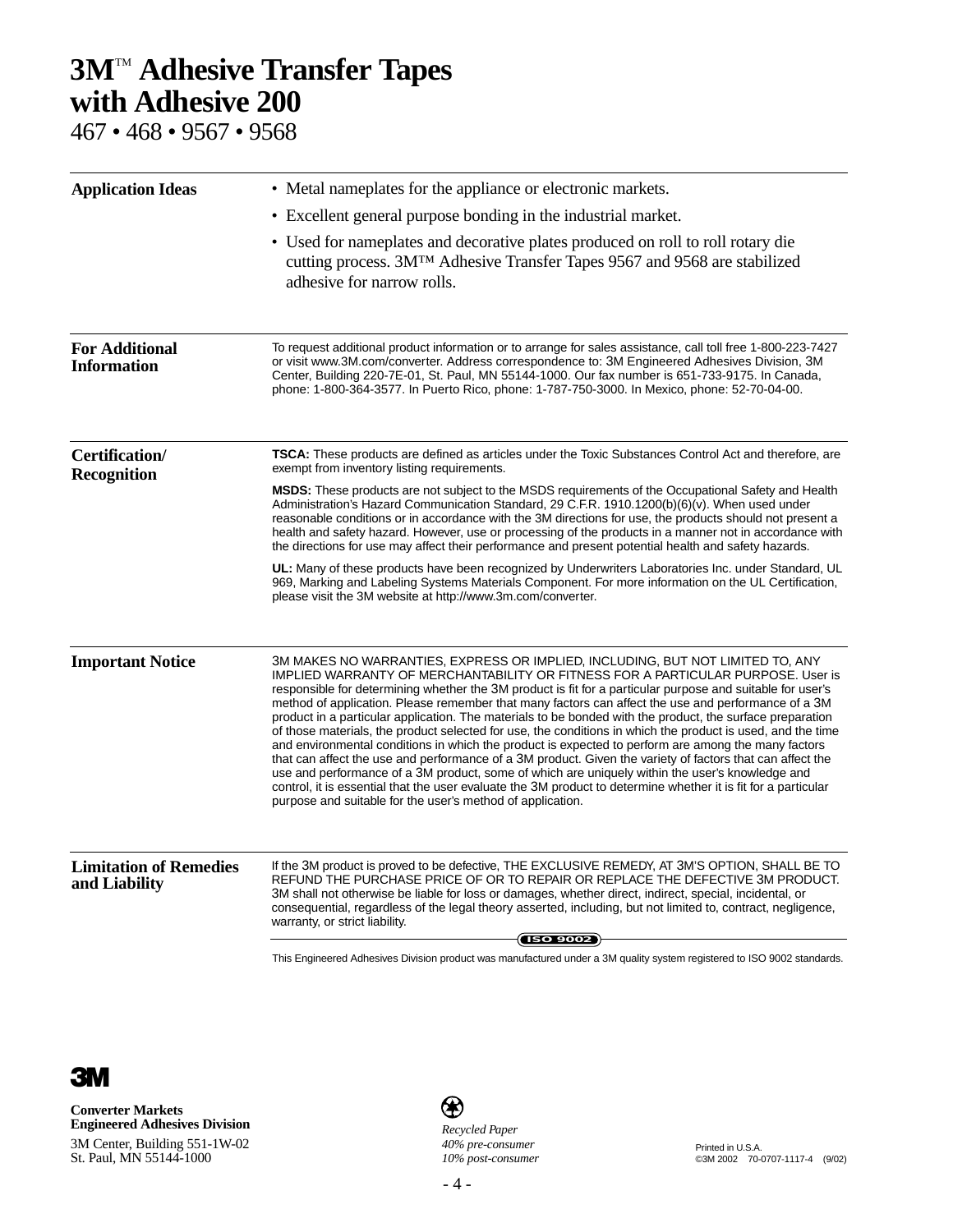# 3M™ Adhesive Transfer Tapes with Adhesive 200

467 • 468 • 9567 • 9568

## Application Ideas

- Metal nameplates for the appliance or electronic markets.
- Excellent general purpose bonding in the industrial market.
- Used for nameplates and decorative plates produced on roll to roll rotary die cutting process. 3M™ Adhesive Transfer Tapes 9567 and 9568 are stabilized adhesive for narrow rolls.

## For Additional Information

To request additional product information or to arrange for sales assistance, call toll free 1-800-223-7427 or visit www.3M.com/converter. Address correspondence to: 3M Engineered Adhesives Division, 3M Center, Building 220-7E-01, St. Paul, MN 55144-1000. Our fax number is 651-733-9175. In Canada, phone: 1-800-364-3577. In Puerto Rico, phone: 1-787-750-3000. In Mexico, phone: 52-70-04-00.

## Certification/ Recognition

**TSCA:** These products are defined as articles under the Toxic Substances Control Act and therefore, are exempt from inventory listing requirements.

**MSDS:** These products are not subject to the MSDS requirements of the Occupational Safety and Health Administration's Hazard Communication Standard, 29 C.F.R. 1910.1200(b)(6)(v). When used under reasonable conditions or in accordance with the 3M directions for use, the products should not present a health and safety hazard. However, use or processing of the products in a manner not in accordance with the directions for use may affect their performance and present potential health and safety hazards.

**UL:** Many of these products have been recognized by Underwriters Laboratories Inc. under Standard, UL 969, Marking and Labeling Systems Materials Component. For more information on the UL Certification, please visit the 3M website at http://www.3m.com/converter.

## Important Notice

3M MAKES NO WARRANTIES, EXPRESS OR IMPLIED, INCLUDING, BUT NOT LIMITED TO, ANY IMPLIED WARRANTY OF MERCHANTABILITY OR FITNESS FOR A PARTICULAR PURPOSE. User is responsible for determining whether the 3M product is fit for a particular purpose and suitable for user's method of application. Please remember that many factors can affect the use and performance of a 3M product in a particular application. The materials to be bonded with the product, the surface preparation of those materials, the product selected for use, the conditions in which the product is used, and the time and environmental conditions in which the product is expected to perform are among the many factors that can affect the use and performance of a 3M product. Given the variety of factors that can affect the use and performance of a 3M product, some of which are uniquely within the user's knowledge and control, it is essential that the user evaluate the 3M product to determine whether it is fit for a particular purpose and suitable for the user's method of application.

## Limitation of Remedies and Liability

If the 3M product is proved to be defective, THE EXCLUSIVE REMEDY, AT 3M'S OPTION, SHALL BE TO REFUND THE PURCHASE PRICE OF OR TO REPAIR OR REPLACE THE DEFECTIVE 3M PRODUCT. 3M shall not otherwise be liable for loss or damages, whether direct, indirect, special, incidental, or consequential, regardless of the legal theory asserted, including, but not limited to, contract, negligence, warranty, or strict liability.

ISO 9002

This Engineered Adhesives Division product was manufactured under a 3M quality system registered to ISO 9002 standards.

3M

**Converter Markets**
**Engineered Adhesives Division**
3M Center, Building 551-1W-02
St. Paul, MN 55144-1000

*Recycled Paper*
*40% pre-consumer*
*10% post-consumer*

Printed in U.S.A.
©3M 2002 70-0707-1117-4 (9/02)